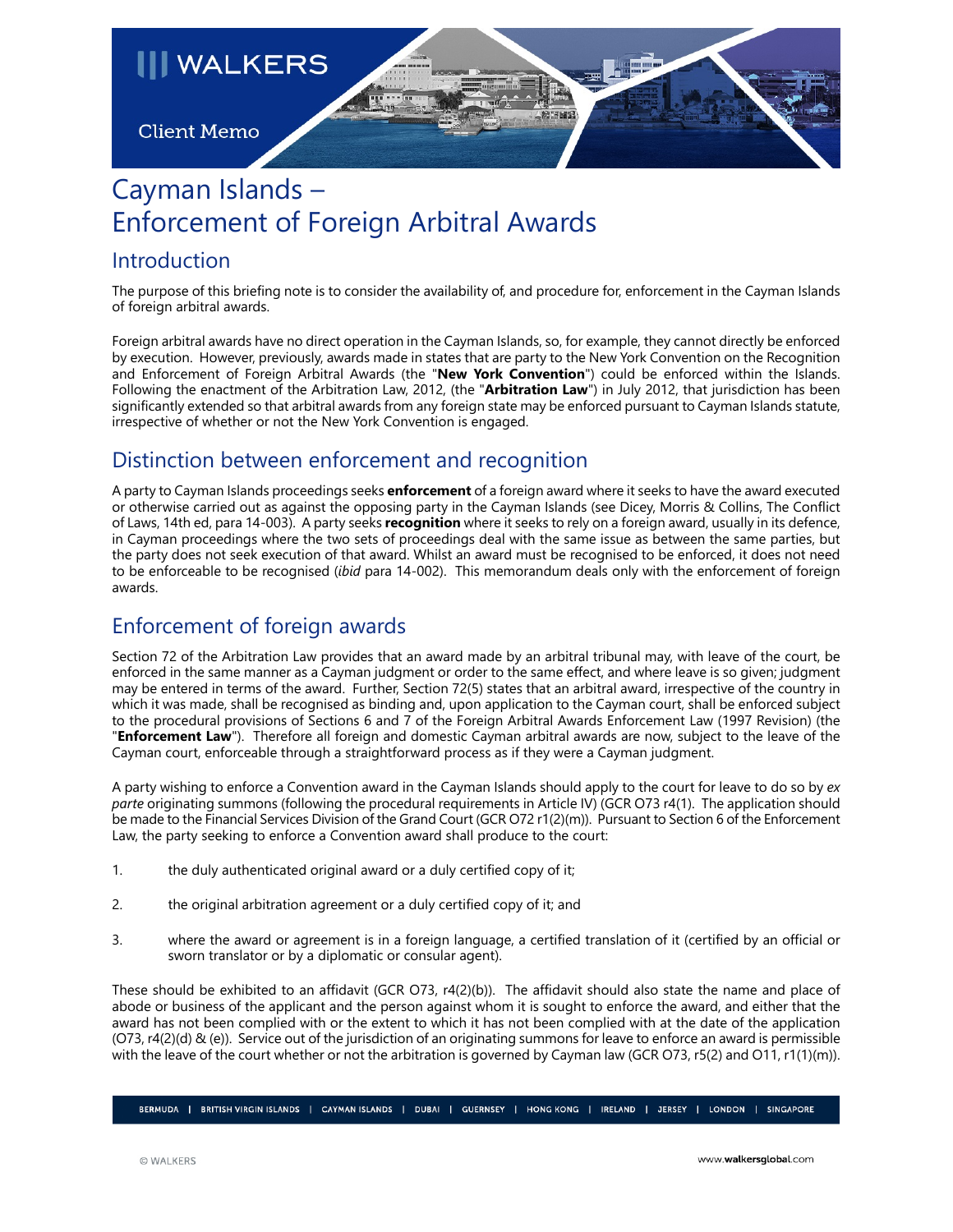# Cayman Islands – Enforcement of Foreign Arbitral Awards

## Introduction

The purpose of this briefing note is to consider the availability of, and procedure for, enforcement in the Cayman Islands of foreign arbitral awards.

Foreign arbitral awards have no direct operation in the Cayman Islands, so, for example, they cannot directly be enforced by execution. However, previously, awards made in states that are party to the New York Convention on the Recognition and Enforcement of Foreign Arbitral Awards (the "**New York Convention**") could be enforced within the Islands. Following the enactment of the Arbitration Law, 2012, (the "**Arbitration Law**") in July 2012, that jurisdiction has been significantly extended so that arbitral awards from any foreign state may be enforced pursuant to Cayman Islands statute, irrespective of whether or not the New York Convention is engaged.

## Distinction between enforcement and recognition

A party to Cayman Islands proceedings seeks **enforcement** of a foreign award where it seeks to have the award executed or otherwise carried out as against the opposing party in the Cayman Islands (see Dicey, Morris & Collins, The Conflict of Laws, 14th ed, para 14-003). A party seeks **recognition** where it seeks to rely on a foreign award, usually in its defence, in Cayman proceedings where the two sets of proceedings deal with the same issue as between the same parties, but the party does not seek execution of that award. Whilst an award must be recognised to be enforced, it does not need to be enforceable to be recognised (*ibid* para 14-002). This memorandum deals only with the enforcement of foreign awards.

## Enforcement of foreign awards

Section 72 of the Arbitration Law provides that an award made by an arbitral tribunal may, with leave of the court, be enforced in the same manner as a Cayman judgment or order to the same effect, and where leave is so given; judgment may be entered in terms of the award. Further, Section 72(5) states that an arbitral award, irrespective of the country in which it was made, shall be recognised as binding and, upon application to the Cayman court, shall be enforced subject to the procedural provisions of Sections 6 and 7 of the Foreign Arbitral Awards Enforcement Law (1997 Revision) (the "**Enforcement Law**"). Therefore all foreign and domestic Cayman arbitral awards are now, subject to the leave of the Cayman court, enforceable through a straightforward process as if they were a Cayman judgment.

A party wishing to enforce a Convention award in the Cayman Islands should apply to the court for leave to do so by *ex parte* originating summons (following the procedural requirements in Article IV) (GCR O73 r4(1). The application should be made to the Financial Services Division of the Grand Court (GCR O72 r1(2)(m)). Pursuant to Section 6 of the Enforcement Law, the party seeking to enforce a Convention award shall produce to the court:

1. the duly authenticated original award or a duly certified copy of it;
2. the original arbitration agreement or a duly certified copy of it; and
3. where the award or agreement is in a foreign language, a certified translation of it (certified by an official or sworn translator or by a diplomatic or consular agent).

These should be exhibited to an affidavit (GCR O73, r4(2)(b)). The affidavit should also state the name and place of abode or business of the applicant and the person against whom it is sought to enforce the award, and either that the award has not been complied with or the extent to which it has not been complied with at the date of the application (O73, r4(2)(d) & (e)). Service out of the jurisdiction of an originating summons for leave to enforce an award is permissible with the leave of the court whether or not the arbitration is governed by Cayman law (GCR O73, r5(2) and O11, r1(1)(m)).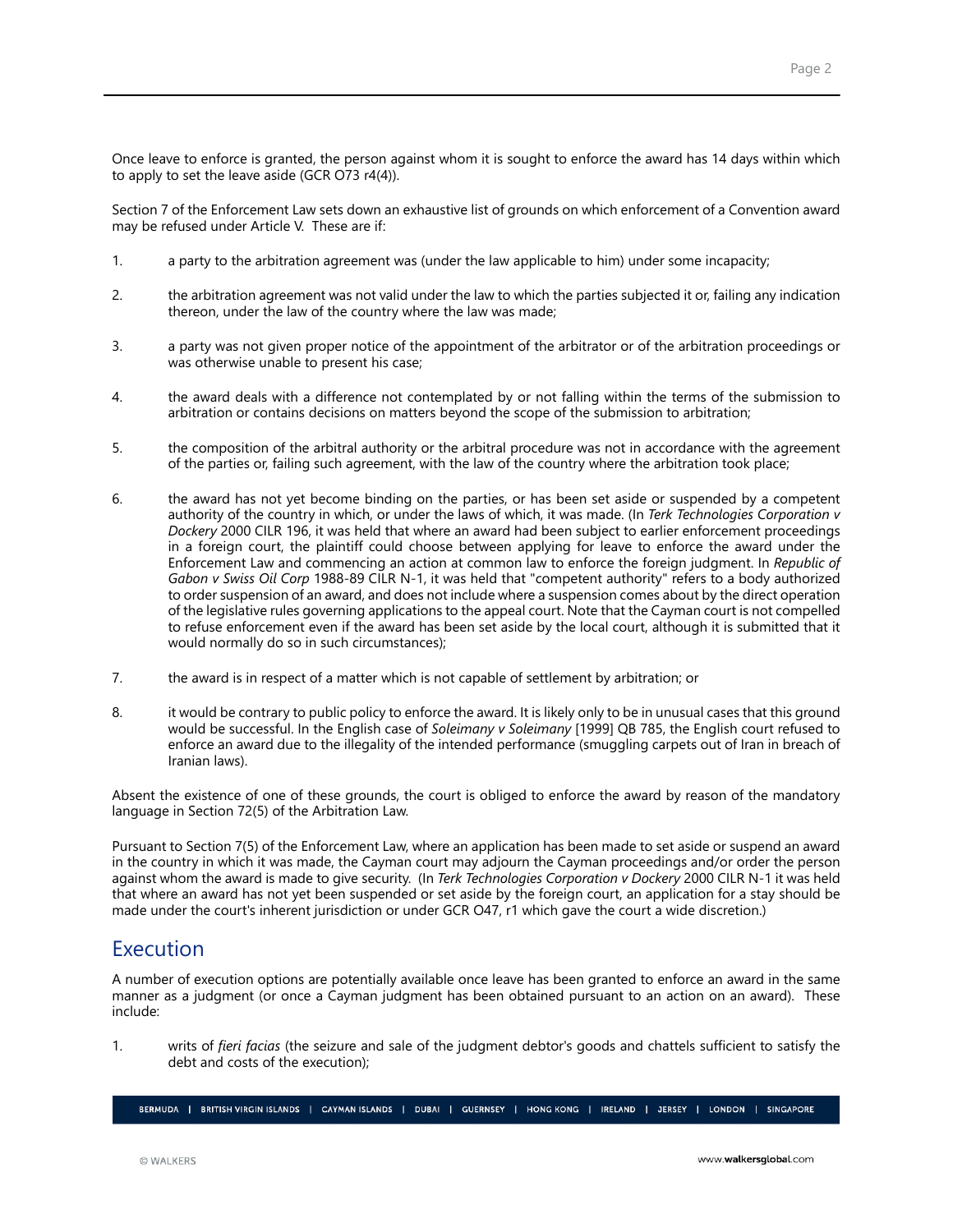Once leave to enforce is granted, the person against whom it is sought to enforce the award has 14 days within which to apply to set the leave aside (GCR O73 r4(4)).

Section 7 of the Enforcement Law sets down an exhaustive list of grounds on which enforcement of a Convention award may be refused under Article V. These are if:

1. a party to the arbitration agreement was (under the law applicable to him) under some incapacity;

2. the arbitration agreement was not valid under the law to which the parties subjected it or, failing any indication thereon, under the law of the country where the law was made;

3. a party was not given proper notice of the appointment of the arbitrator or of the arbitration proceedings or was otherwise unable to present his case;

4. the award deals with a difference not contemplated by or not falling within the terms of the submission to arbitration or contains decisions on matters beyond the scope of the submission to arbitration;

5. the composition of the arbitral authority or the arbitral procedure was not in accordance with the agreement of the parties or, failing such agreement, with the law of the country where the arbitration took place;

6. the award has not yet become binding on the parties, or has been set aside or suspended by a competent authority of the country in which, or under the laws of which, it was made. (In *Terk Technologies Corporation v Dockery* 2000 CILR 196, it was held that where an award had been subject to earlier enforcement proceedings in a foreign court, the plaintiff could choose between applying for leave to enforce the award under the Enforcement Law and commencing an action at common law to enforce the foreign judgment. In *Republic of Gabon v Swiss Oil Corp* 1988-89 CILR N-1, it was held that "competent authority" refers to a body authorized to order suspension of an award, and does not include where a suspension comes about by the direct operation of the legislative rules governing applications to the appeal court. Note that the Cayman court is not compelled to refuse enforcement even if the award has been set aside by the local court, although it is submitted that it would normally do so in such circumstances);

7. the award is in respect of a matter which is not capable of settlement by arbitration; or

8. it would be contrary to public policy to enforce the award. It is likely only to be in unusual cases that this ground would be successful. In the English case of *Soleimany v Soleimany* [1999] QB 785, the English court refused to enforce an award due to the illegality of the intended performance (smuggling carpets out of Iran in breach of Iranian laws).

Absent the existence of one of these grounds, the court is obliged to enforce the award by reason of the mandatory language in Section 72(5) of the Arbitration Law.

Pursuant to Section 7(5) of the Enforcement Law, where an application has been made to set aside or suspend an award in the country in which it was made, the Cayman court may adjourn the Cayman proceedings and/or order the person against whom the award is made to give security. (In *Terk Technologies Corporation v Dockery* 2000 CILR N-1 it was held that where an award has not yet been suspended or set aside by the foreign court, an application for a stay should be made under the court's inherent jurisdiction or under GCR O47, r1 which gave the court a wide discretion.)

## Execution

A number of execution options are potentially available once leave has been granted to enforce an award in the same manner as a judgment (or once a Cayman judgment has been obtained pursuant to an action on an award). These include:

1. writs of *fieri facias* (the seizure and sale of the judgment debtor's goods and chattels sufficient to satisfy the debt and costs of the execution);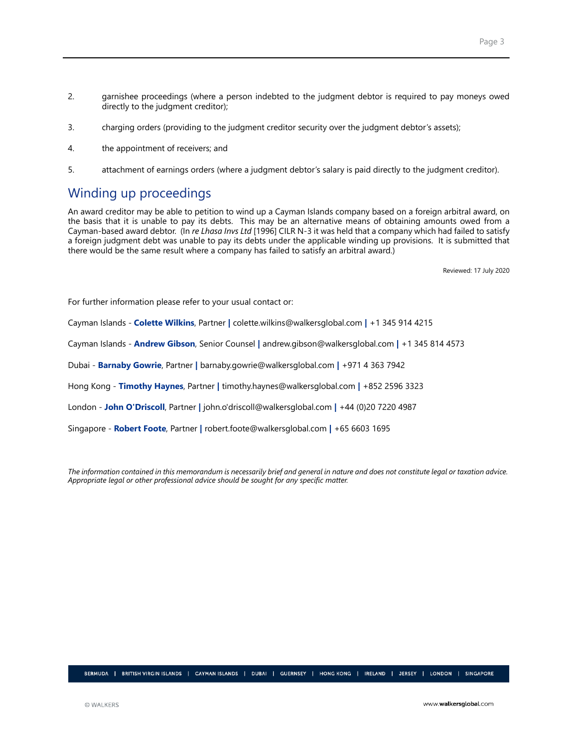2. garnishee proceedings (where a person indebted to the judgment debtor is required to pay moneys owed directly to the judgment creditor);

3. charging orders (providing to the judgment creditor security over the judgment debtor's assets);

4. the appointment of receivers; and

5. attachment of earnings orders (where a judgment debtor's salary is paid directly to the judgment creditor).

## Winding up proceedings

An award creditor may be able to petition to wind up a Cayman Islands company based on a foreign arbitral award, on the basis that it is unable to pay its debts. This may be an alternative means of obtaining amounts owed from a Cayman-based award debtor. (In *re Lhasa Invs Ltd* [1996] CILR N-3 it was held that a company which had failed to satisfy a foreign judgment debt was unable to pay its debts under the applicable winding up provisions. It is submitted that there would be the same result where a company has failed to satisfy an arbitral award.)

Reviewed: 17 July 2020

For further information please refer to your usual contact or:

Cayman Islands - **Colette Wilkins**, Partner | colette.wilkins@walkersglobal.com | +1 345 914 4215

Cayman Islands - **Andrew Gibson**, Senior Counsel | andrew.gibson@walkersglobal.com | +1 345 814 4573

Dubai - **Barnaby Gowrie**, Partner | barnaby.gowrie@walkersglobal.com | +971 4 363 7942

Hong Kong - **Timothy Haynes**, Partner | timothy.haynes@walkersglobal.com | +852 2596 3323

London - **John O'Driscoll**, Partner | john.o'driscoll@walkersglobal.com | +44 (0)20 7220 4987

Singapore - **Robert Foote**, Partner | robert.foote@walkersglobal.com | +65 6603 1695

*The information contained in this memorandum is necessarily brief and general in nature and does not constitute legal or taxation advice. Appropriate legal or other professional advice should be sought for any specific matter.*

BERMUDA | BRITISH VIRGIN ISLANDS | CAYMAN ISLANDS | DUBAI | GUERNSEY | HONG KONG | IRELAND | JERSEY | LONDON | SINGAPORE

© WALKERS

www.walkersglobal.com